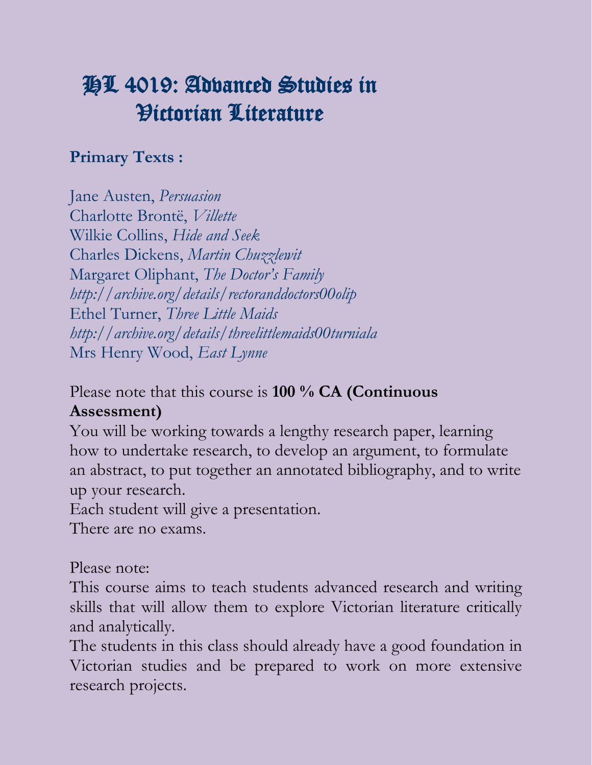# HL 4019: Advanced Studies in Victorian Literature

**Primary Texts :**

Jane Austen, *Persuasion*
Charlotte Brontë, *Villette*
Wilkie Collins, *Hide and Seek*
Charles Dickens, *Martin Chuzzlewit*
Margaret Oliphant, *The Doctor's Family*
*http://archive.org/details/rectoranddoctors00olip*
Ethel Turner, *Three Little Maids*
*http://archive.org/details/threelittlemaids00turniala*
Mrs Henry Wood, *East Lynne*

Please note that this course is **100 % CA (Continuous Assessment)**
You will be working towards a lengthy research paper, learning how to undertake research, to develop an argument, to formulate an abstract, to put together an annotated bibliography, and to write up your research.
Each student will give a presentation.
There are no exams.

Please note:
This course aims to teach students advanced research and writing skills that will allow them to explore Victorian literature critically and analytically.
The students in this class should already have a good foundation in Victorian studies and be prepared to work on more extensive research projects.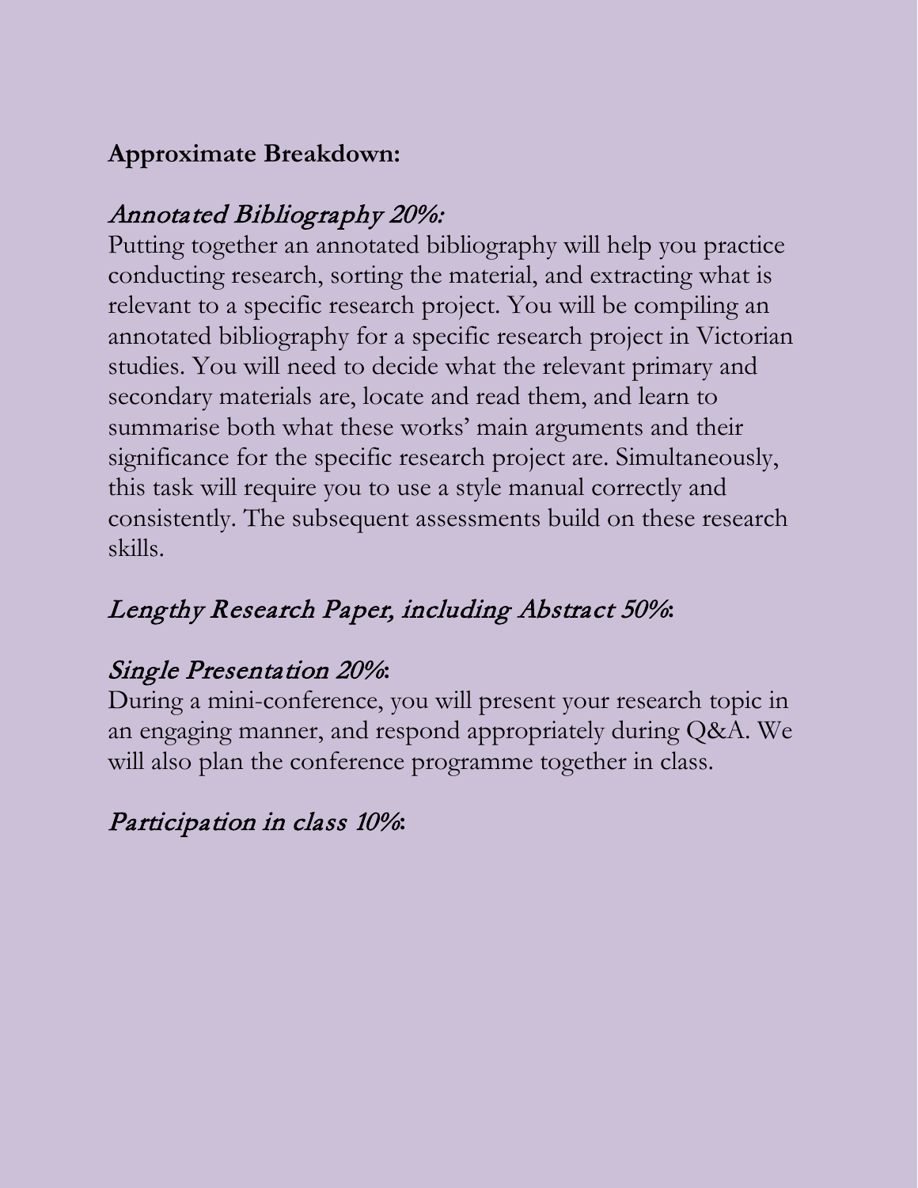**Approximate Breakdown:**

*Annotated Bibliography 20%:*

Putting together an annotated bibliography will help you practice conducting research, sorting the material, and extracting what is relevant to a specific research project. You will be compiling an annotated bibliography for a specific research project in Victorian studies. You will need to decide what the relevant primary and secondary materials are, locate and read them, and learn to summarise both what these works' main arguments and their significance for the specific research project are. Simultaneously, this task will require you to use a style manual correctly and consistently. The subsequent assessments build on these research skills.

*Lengthy Research Paper, including Abstract 50%*:

*Single Presentation 20%*:

During a mini-conference, you will present your research topic in an engaging manner, and respond appropriately during Q&A. We will also plan the conference programme together in class.

*Participation in class 10%*: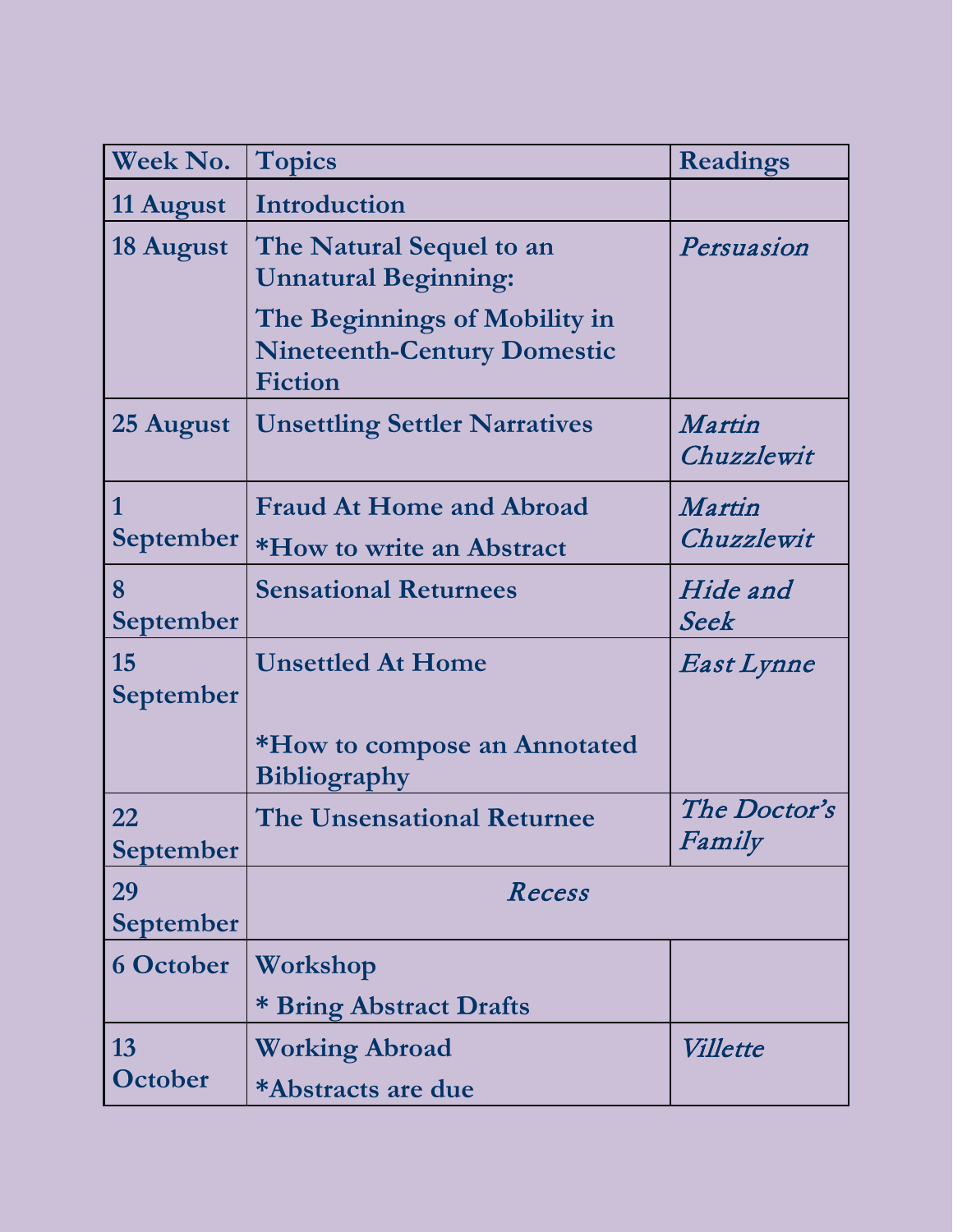| Week No. | Topics | Readings |
|---|---|---|
| 11 August | Introduction | |
| 18 August | The Natural Sequel to an Unnatural Beginning: The Beginnings of Mobility in Nineteenth-Century Domestic Fiction | *Persuasion* |
| 25 August | Unsettling Settler Narratives | *Martin Chuzzlewit* |
| 1 September | Fraud At Home and Abroad<br>*How to write an Abstract | *Martin Chuzzlewit* |
| 8 September | Sensational Returnees | *Hide and Seek* |
| 15 September | Unsettled At Home<br>*How to compose an Annotated Bibliography | *East Lynne* |
| 22 September | The Unsensational Returnee | *The Doctor's Family* |
| 29 September | *Recess* | |
| 6 October | Workshop<br>* Bring Abstract Drafts | |
| 13 October | Working Abroad<br>*Abstracts are due | *Villette* |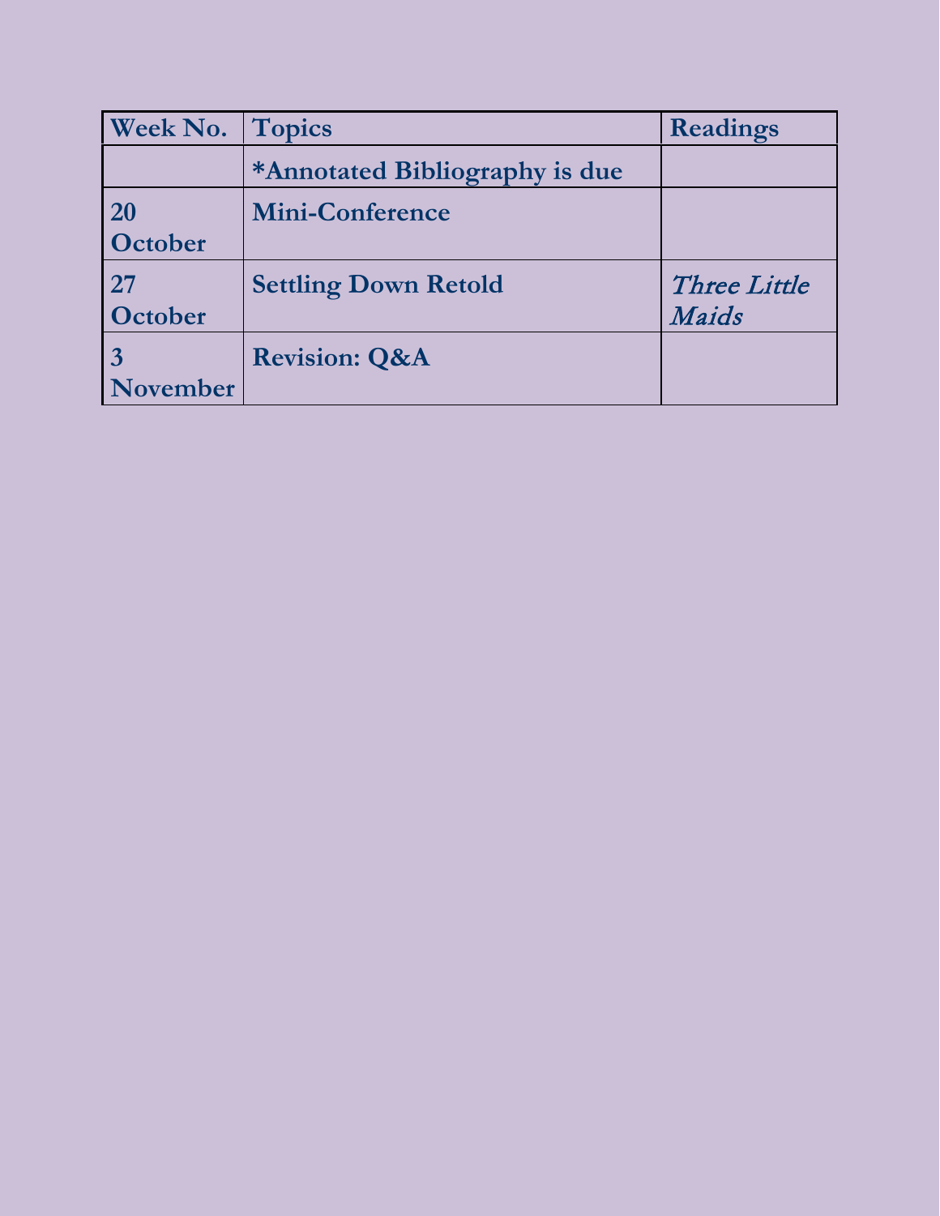| Week No. | Topics | Readings |
|---|---|---|
| | **\*Annotated Bibliography is due** | |
| **20 October** | **Mini-Conference** | |
| **27 October** | **Settling Down Retold** | ***Three Little Maids*** |
| **3 November** | **Revision: Q&A** | |